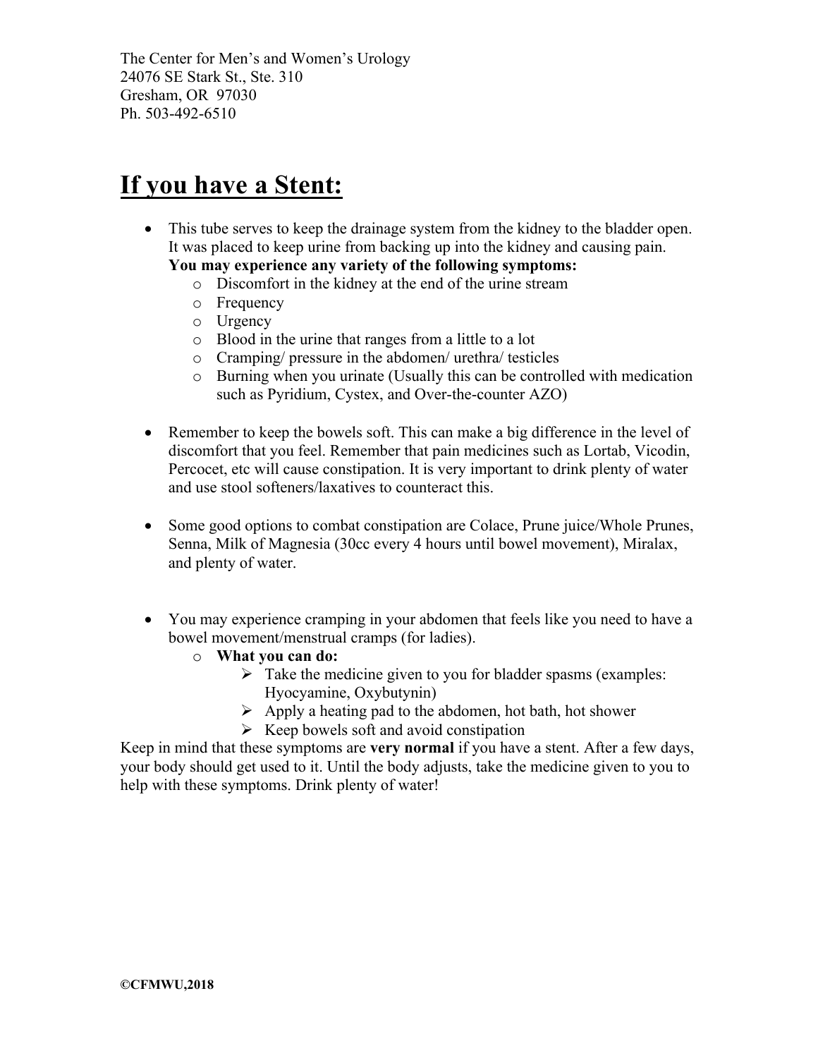The Center for Men's and Women's Urology
24076 SE Stark St., Ste. 310
Gresham, OR 97030
Ph. 503-492-6510

# If you have a Stent:

- This tube serves to keep the drainage system from the kidney to the bladder open. It was placed to keep urine from backing up into the kidney and causing pain. **You may experience any variety of the following symptoms:**
  - Discomfort in the kidney at the end of the urine stream
  - Frequency
  - Urgency
  - Blood in the urine that ranges from a little to a lot
  - Cramping/ pressure in the abdomen/ urethra/ testicles
  - Burning when you urinate (Usually this can be controlled with medication such as Pyridium, Cystex, and Over-the-counter AZO)

- Remember to keep the bowels soft. This can make a big difference in the level of discomfort that you feel. Remember that pain medicines such as Lortab, Vicodin, Percocet, etc will cause constipation. It is very important to drink plenty of water and use stool softeners/laxatives to counteract this.

- Some good options to combat constipation are Colace, Prune juice/Whole Prunes, Senna, Milk of Magnesia (30cc every 4 hours until bowel movement), Miralax, and plenty of water.

- You may experience cramping in your abdomen that feels like you need to have a bowel movement/menstrual cramps (for ladies).
  - **What you can do:**
    - Take the medicine given to you for bladder spasms (examples: Hyocyamine, Oxybutynin)
    - Apply a heating pad to the abdomen, hot bath, hot shower
    - Keep bowels soft and avoid constipation

Keep in mind that these symptoms are **very normal** if you have a stent. After a few days, your body should get used to it. Until the body adjusts, take the medicine given to you to help with these symptoms. Drink plenty of water!

**©CFMWU,2018**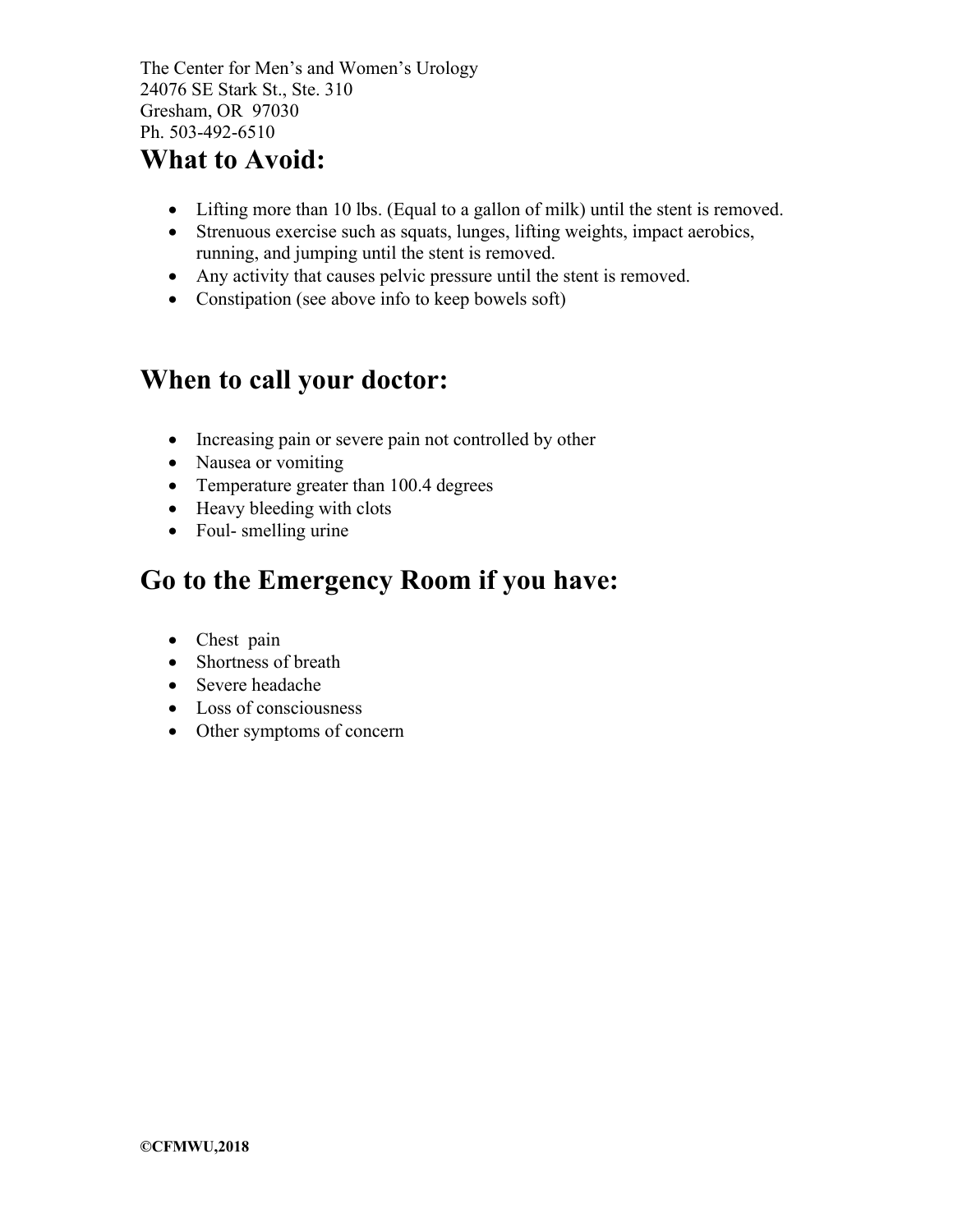The Center for Men's and Women's Urology
24076 SE Stark St., Ste. 310
Gresham, OR 97030
Ph. 503-492-6510

## What to Avoid:

- Lifting more than 10 lbs. (Equal to a gallon of milk) until the stent is removed.
- Strenuous exercise such as squats, lunges, lifting weights, impact aerobics, running, and jumping until the stent is removed.
- Any activity that causes pelvic pressure until the stent is removed.
- Constipation (see above info to keep bowels soft)

## When to call your doctor:

- Increasing pain or severe pain not controlled by other
- Nausea or vomiting
- Temperature greater than 100.4 degrees
- Heavy bleeding with clots
- Foul- smelling urine

## Go to the Emergency Room if you have:

- Chest pain
- Shortness of breath
- Severe headache
- Loss of consciousness
- Other symptoms of concern

**©CFMWU,2018**